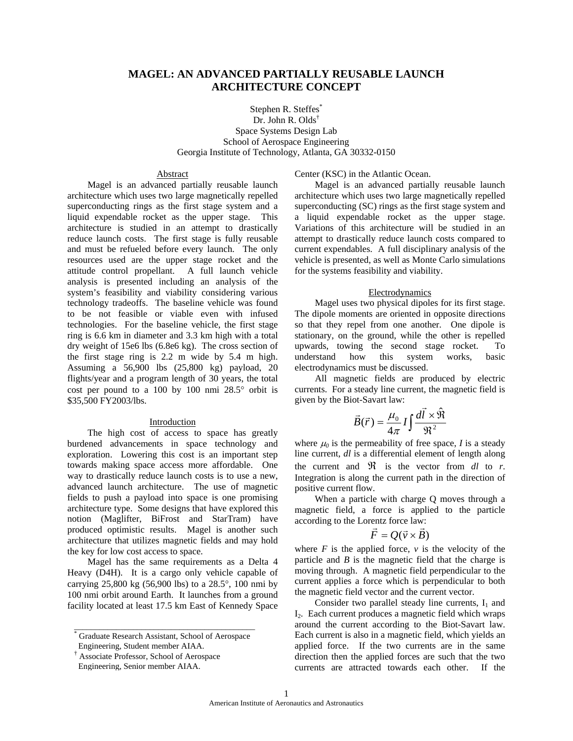# MAGEL: AN ADVANCED PARTIALLY REUSABLE LAUNCH ARCHITECTURE CONCEPT

Stephen R. Steffes[*]
Dr. John R. Olds[†]
Space Systems Design Lab
School of Aerospace Engineering
Georgia Institute of Technology, Atlanta, GA 30332-0150

## Abstract

Magel is an advanced partially reusable launch architecture which uses two large magnetically repelled superconducting rings as the first stage system and a liquid expendable rocket as the upper stage. This architecture is studied in an attempt to drastically reduce launch costs. The first stage is fully reusable and must be refueled before every launch. The only resources used are the upper stage rocket and the attitude control propellant. A full launch vehicle analysis is presented including an analysis of the system's feasibility and viability considering various technology tradeoffs. The baseline vehicle was found to be not feasible or viable even with infused technologies. For the baseline vehicle, the first stage ring is 6.6 km in diameter and 3.3 km high with a total dry weight of 15e6 lbs (6.8e6 kg). The cross section of the first stage ring is 2.2 m wide by 5.4 m high. Assuming a 56,900 lbs (25,800 kg) payload, 20 flights/year and a program length of 30 years, the total cost per pound to a 100 by 100 nmi 28.5° orbit is \$35,500 FY2003/lbs.

## Introduction

The high cost of access to space has greatly burdened advancements in space technology and exploration. Lowering this cost is an important step towards making space access more affordable. One way to drastically reduce launch costs is to use a new, advanced launch architecture. The use of magnetic fields to push a payload into space is one promising architecture type. Some designs that have explored this notion (Maglifter, BiFrost and StarTram) have produced optimistic results. Magel is another such architecture that utilizes magnetic fields and may hold the key for low cost access to space.

Magel has the same requirements as a Delta 4 Heavy (D4H). It is a cargo only vehicle capable of carrying 25,800 kg (56,900 lbs) to a 28.5°, 100 nmi by 100 nmi orbit around Earth. It launches from a ground facility located at least 17.5 km East of Kennedy Space Center (KSC) in the Atlantic Ocean.

Magel is an advanced partially reusable launch architecture which uses two large magnetically repelled superconducting (SC) rings as the first stage system and a liquid expendable rocket as the upper stage. Variations of this architecture will be studied in an attempt to drastically reduce launch costs compared to current expendables. A full disciplinary analysis of the vehicle is presented, as well as Monte Carlo simulations for the systems feasibility and viability.

## Electrodynamics

Magel uses two physical dipoles for its first stage. The dipole moments are oriented in opposite directions so that they repel from one another. One dipole is stationary, on the ground, while the other is repelled upwards, towing the second stage rocket. To understand how this system works, basic electrodynamics must be discussed.

All magnetic fields are produced by electric currents. For a steady line current, the magnetic field is given by the Biot-Savart law:

$$\vec{B}(\vec{r}) = \frac{\mu_0}{4\pi} I \int \frac{d\vec{l} \times \hat{\Re}}{\Re^2}$$

where $\mu_0$ is the permeability of free space, $I$ is a steady line current, $dl$ is a differential element of length along the current and $\Re$ is the vector from $dl$ to $r$. Integration is along the current path in the direction of positive current flow.

When a particle with charge Q moves through a magnetic field, a force is applied to the particle according to the Lorentz force law:

$$\vec{F} = Q(\vec{v} \times \vec{B})$$

where $F$ is the applied force, $v$ is the velocity of the particle and $B$ is the magnetic field that the charge is moving through. A magnetic field perpendicular to the current applies a force which is perpendicular to both the magnetic field vector and the current vector.

Consider two parallel steady line currents, $I_1$ and $I_2$. Each current produces a magnetic field which wraps around the current according to the Biot-Savart law. Each current is also in a magnetic field, which yields an applied force. If the two currents are in the same direction then the applied forces are such that the two currents are attracted towards each other. If the

---

[*] Graduate Research Assistant, School of Aerospace Engineering, Student member AIAA.

[†] Associate Professor, School of Aerospace Engineering, Senior member AIAA.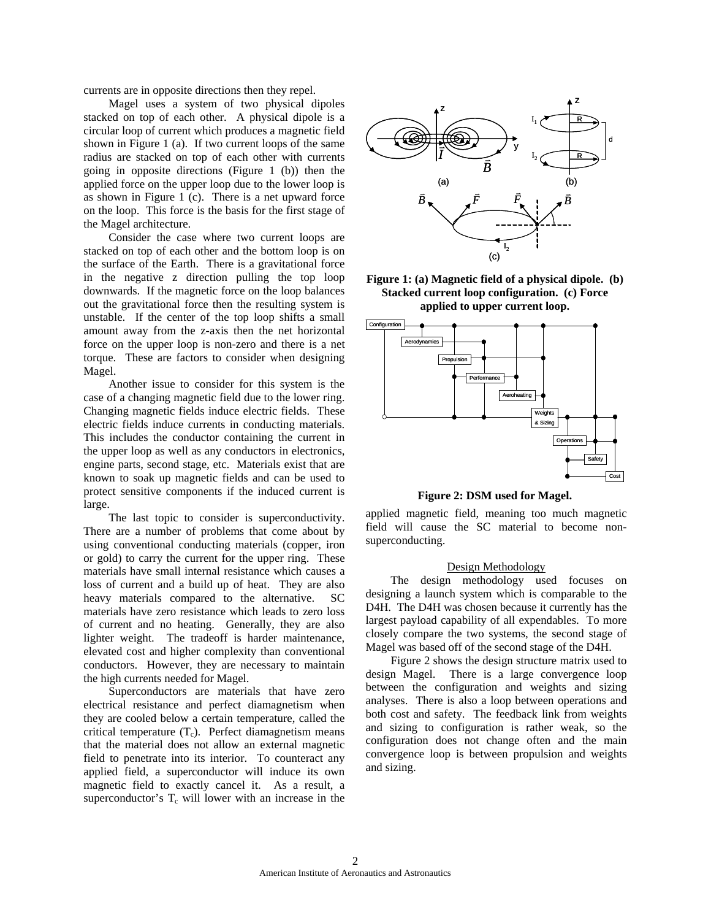currents are in opposite directions then they repel.

Magel uses a system of two physical dipoles stacked on top of each other. A physical dipole is a circular loop of current which produces a magnetic field shown in Figure 1 (a). If two current loops of the same radius are stacked on top of each other with currents going in opposite directions (Figure 1 (b)) then the applied force on the upper loop due to the lower loop is as shown in Figure 1 (c). There is a net upward force on the loop. This force is the basis for the first stage of the Magel architecture.

Consider the case where two current loops are stacked on top of each other and the bottom loop is on the surface of the Earth. There is a gravitational force in the negative z direction pulling the top loop downwards. If the magnetic force on the loop balances out the gravitational force then the resulting system is unstable. If the center of the top loop shifts a small amount away from the z-axis then the net horizontal force on the upper loop is non-zero and there is a net torque. These are factors to consider when designing Magel.

Another issue to consider for this system is the case of a changing magnetic field due to the lower ring. Changing magnetic fields induce electric fields. These electric fields induce currents in conducting materials. This includes the conductor containing the current in the upper loop as well as any conductors in electronics, engine parts, second stage, etc. Materials exist that are known to soak up magnetic fields and can be used to protect sensitive components if the induced current is large.

The last topic to consider is superconductivity. There are a number of problems that come about by using conventional conducting materials (copper, iron or gold) to carry the current for the upper ring. These materials have small internal resistance which causes a loss of current and a build up of heat. They are also heavy materials compared to the alternative. SC materials have zero resistance which leads to zero loss of current and no heating. Generally, they are also lighter weight. The tradeoff is harder maintenance, elevated cost and higher complexity than conventional conductors. However, they are necessary to maintain the high currents needed for Magel.

Superconductors are materials that have zero electrical resistance and perfect diamagnetism when they are cooled below a certain temperature, called the critical temperature ($T_c$). Perfect diamagnetism means that the material does not allow an external magnetic field to penetrate into its interior. To counteract any applied field, a superconductor will induce its own magnetic field to exactly cancel it. As a result, a superconductor's $T_c$ will lower with an increase in the applied magnetic field, meaning too much magnetic field will cause the SC material to become non-superconducting.

z
y
$\bar{I}$
$\bar{B}$
(a)
z
$I_1$
R
d
$I_2$
R
(b)
$\bar{B}$ $\bar{F}$ $\bar{F}$ $\bar{B}$
$I_2$
(c)

**Figure 1: (a) Magnetic field of a physical dipole. (b) Stacked current loop configuration. (c) Force applied to upper current loop.**

Configuration
Aerodynamics
Propulsion
Performance
Aeroheating
Weights & Sizing
Operations
Safety
Cost

**Figure 2: DSM used for Magel.**

## Design Methodology

The design methodology used focuses on designing a launch system which is comparable to the D4H. The D4H was chosen because it currently has the largest payload capability of all expendables. To more closely compare the two systems, the second stage of Magel was based off of the second stage of the D4H.

Figure 2 shows the design structure matrix used to design Magel. There is a large convergence loop between the configuration and weights and sizing analyses. There is also a loop between operations and both cost and safety. The feedback link from weights and sizing to configuration is rather weak, so the configuration does not change often and the main convergence loop is between propulsion and weights and sizing.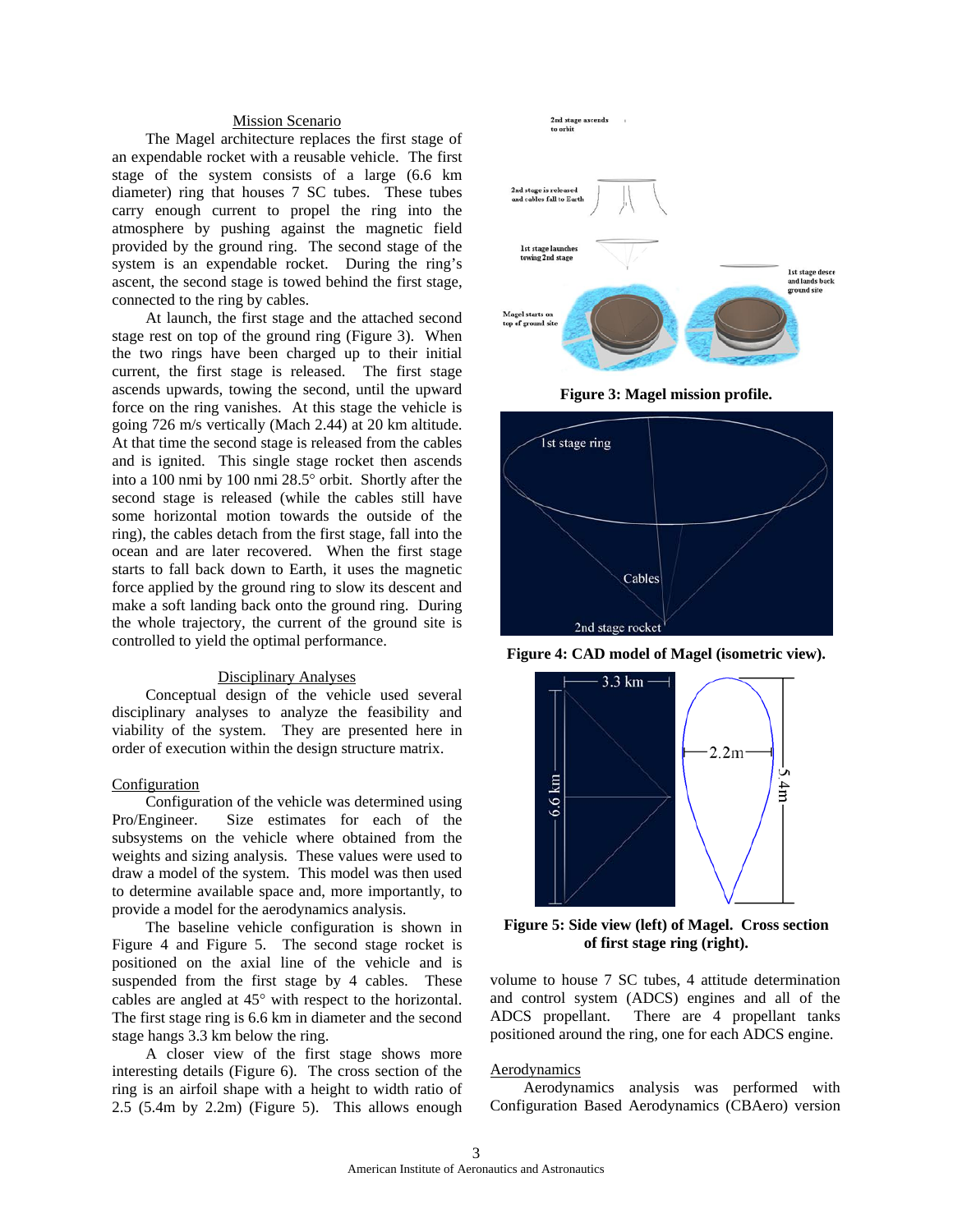## Mission Scenario

The Magel architecture replaces the first stage of an expendable rocket with a reusable vehicle. The first stage of the system consists of a large (6.6 km diameter) ring that houses 7 SC tubes. These tubes carry enough current to propel the ring into the atmosphere by pushing against the magnetic field provided by the ground ring. The second stage of the system is an expendable rocket. During the ring's ascent, the second stage is towed behind the first stage, connected to the ring by cables.

At launch, the first stage and the attached second stage rest on top of the ground ring (Figure 3). When the two rings have been charged up to their initial current, the first stage is released. The first stage ascends upwards, towing the second, until the upward force on the ring vanishes. At this stage the vehicle is going 726 m/s vertically (Mach 2.44) at 20 km altitude. At that time the second stage is released from the cables and is ignited. This single stage rocket then ascends into a 100 nmi by 100 nmi 28.5° orbit. Shortly after the second stage is released (while the cables still have some horizontal motion towards the outside of the ring), the cables detach from the first stage, fall into the ocean and are later recovered. When the first stage starts to fall back down to Earth, it uses the magnetic force applied by the ground ring to slow its descent and make a soft landing back onto the ground ring. During the whole trajectory, the current of the ground site is controlled to yield the optimal performance.

2nd stage ascends to orbit

2nd stage is released and cables fall to Earth

1st stage launches towing 2nd stage

1st stage descends and lands back ground site

Magel starts on top of ground site

**Figure 3: Magel mission profile.**

1st stage ring

Cables

2nd stage rocket

**Figure 4: CAD model of Magel (isometric view).**

3.3 km

6.6 km

2.2m

5.4m

**Figure 5: Side view (left) of Magel. Cross section of first stage ring (right).**

## Disciplinary Analyses

Conceptual design of the vehicle used several disciplinary analyses to analyze the feasibility and viability of the system. They are presented here in order of execution within the design structure matrix.

### Configuration

Configuration of the vehicle was determined using Pro/Engineer. Size estimates for each of the subsystems on the vehicle where obtained from the weights and sizing analysis. These values were used to draw a model of the system. This model was then used to determine available space and, more importantly, to provide a model for the aerodynamics analysis.

The baseline vehicle configuration is shown in Figure 4 and Figure 5. The second stage rocket is positioned on the axial line of the vehicle and is suspended from the first stage by 4 cables. These cables are angled at 45° with respect to the horizontal. The first stage ring is 6.6 km in diameter and the second stage hangs 3.3 km below the ring.

A closer view of the first stage shows more interesting details (Figure 6). The cross section of the ring is an airfoil shape with a height to width ratio of 2.5 (5.4m by 2.2m) (Figure 5). This allows enough volume to house 7 SC tubes, 4 attitude determination and control system (ADCS) engines and all of the ADCS propellant. There are 4 propellant tanks positioned around the ring, one for each ADCS engine.

### Aerodynamics

Aerodynamics analysis was performed with Configuration Based Aerodynamics (CBAero) version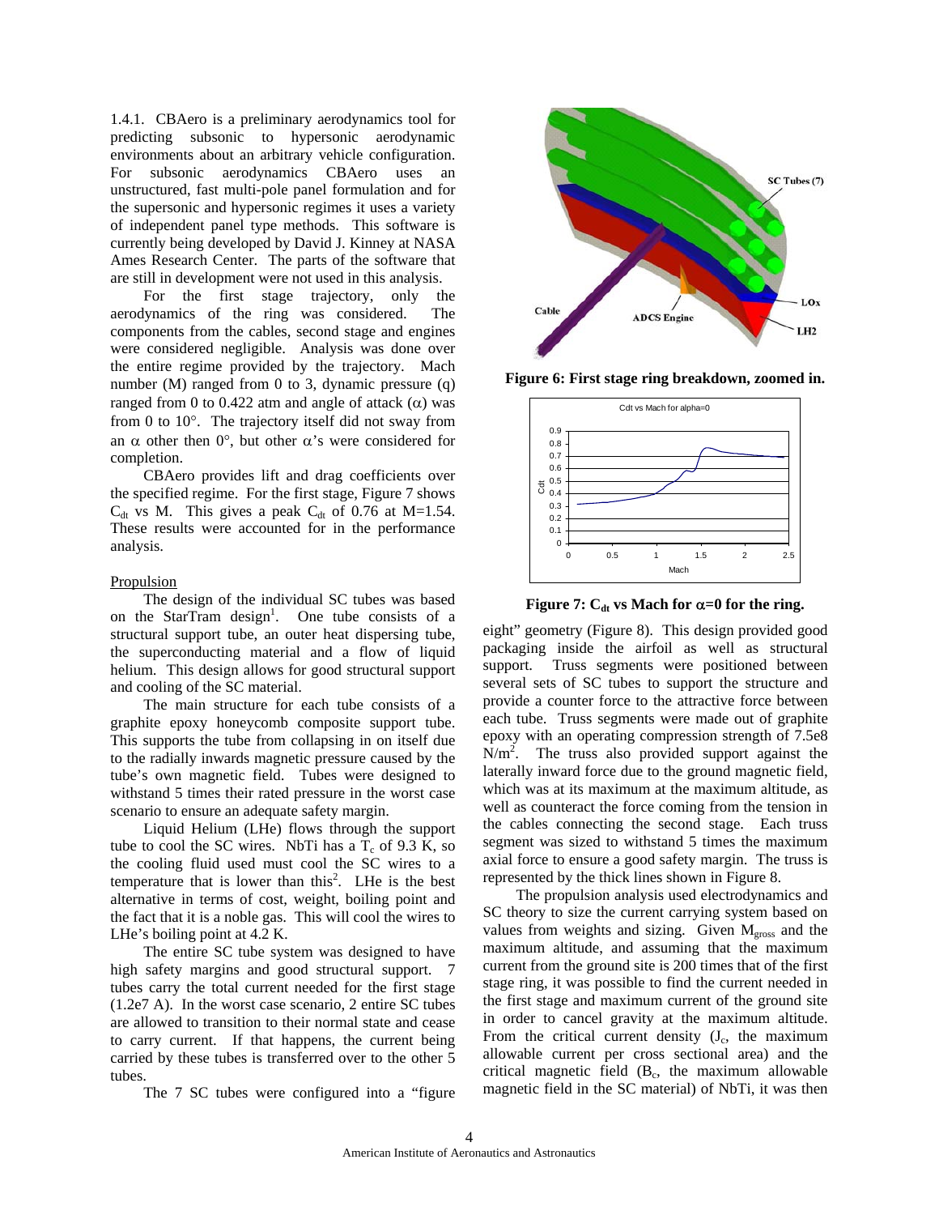1.4.1. CBAero is a preliminary aerodynamics tool for predicting subsonic to hypersonic aerodynamic environments about an arbitrary vehicle configuration. For subsonic aerodynamics CBAero uses an unstructured, fast multi-pole panel formulation and for the supersonic and hypersonic regimes it uses a variety of independent panel type methods. This software is currently being developed by David J. Kinney at NASA Ames Research Center. The parts of the software that are still in development were not used in this analysis.

For the first stage trajectory, only the aerodynamics of the ring was considered. The components from the cables, second stage and engines were considered negligible. Analysis was done over the entire regime provided by the trajectory. Mach number (M) ranged from 0 to 3, dynamic pressure (q) ranged from 0 to 0.422 atm and angle of attack ($\alpha$) was from 0 to 10°. The trajectory itself did not sway from an $\alpha$ other then 0°, but other $\alpha$'s were considered for completion.

CBAero provides lift and drag coefficients over the specified regime. For the first stage, Figure 7 shows $C_{dt}$ vs M. This gives a peak $C_{dt}$ of 0.76 at M=1.54. These results were accounted for in the performance analysis.

Propulsion

The design of the individual SC tubes was based on the StarTram design[1]. One tube consists of a structural support tube, an outer heat dispersing tube, the superconducting material and a flow of liquid helium. This design allows for good structural support and cooling of the SC material.

The main structure for each tube consists of a graphite epoxy honeycomb composite support tube. This supports the tube from collapsing in on itself due to the radially inwards magnetic pressure caused by the tube's own magnetic field. Tubes were designed to withstand 5 times their rated pressure in the worst case scenario to ensure an adequate safety margin.

Liquid Helium (LHe) flows through the support tube to cool the SC wires. NbTi has a $T_c$ of 9.3 K, so the cooling fluid used must cool the SC wires to a temperature that is lower than this[2]. LHe is the best alternative in terms of cost, weight, boiling point and the fact that it is a noble gas. This will cool the wires to LHe's boiling point at 4.2 K.

The entire SC tube system was designed to have high safety margins and good structural support. 7 tubes carry the total current needed for the first stage (1.2e7 A). In the worst case scenario, 2 entire SC tubes are allowed to transition to their normal state and cease to carry current. If that happens, the current being carried by these tubes is transferred over to the other 5 tubes.

The 7 SC tubes were configured into a "figure eight" geometry (Figure 8). This design provided good packaging inside the airfoil as well as structural support. Truss segments were positioned between several sets of SC tubes to support the structure and provide a counter force to the attractive force between each tube. Truss segments were made out of graphite epoxy with an operating compression strength of 7.5e8 $N/m^2$. The truss also provided support against the laterally inward force due to the ground magnetic field, which was at its maximum at the maximum altitude, as well as counteract the force coming from the tension in the cables connecting the second stage. Each truss segment was sized to withstand 5 times the maximum axial force to ensure a good safety margin. The truss is represented by the thick lines shown in Figure 8.

The propulsion analysis used electrodynamics and SC theory to size the current carrying system based on values from weights and sizing. Given $M_{gross}$ and the maximum altitude, and assuming that the maximum current from the ground site is 200 times that of the first stage ring, it was possible to find the current needed in the first stage and maximum current of the ground site in order to cancel gravity at the maximum altitude. From the critical current density ($J_c$, the maximum allowable current per cross sectional area) and the critical magnetic field ($B_c$, the maximum allowable magnetic field in the SC material) of NbTi, it was then

Figure 6: First stage ring breakdown, zoomed in.

Figure 7: $C_{dt}$ vs Mach for $\alpha$=0 for the ring.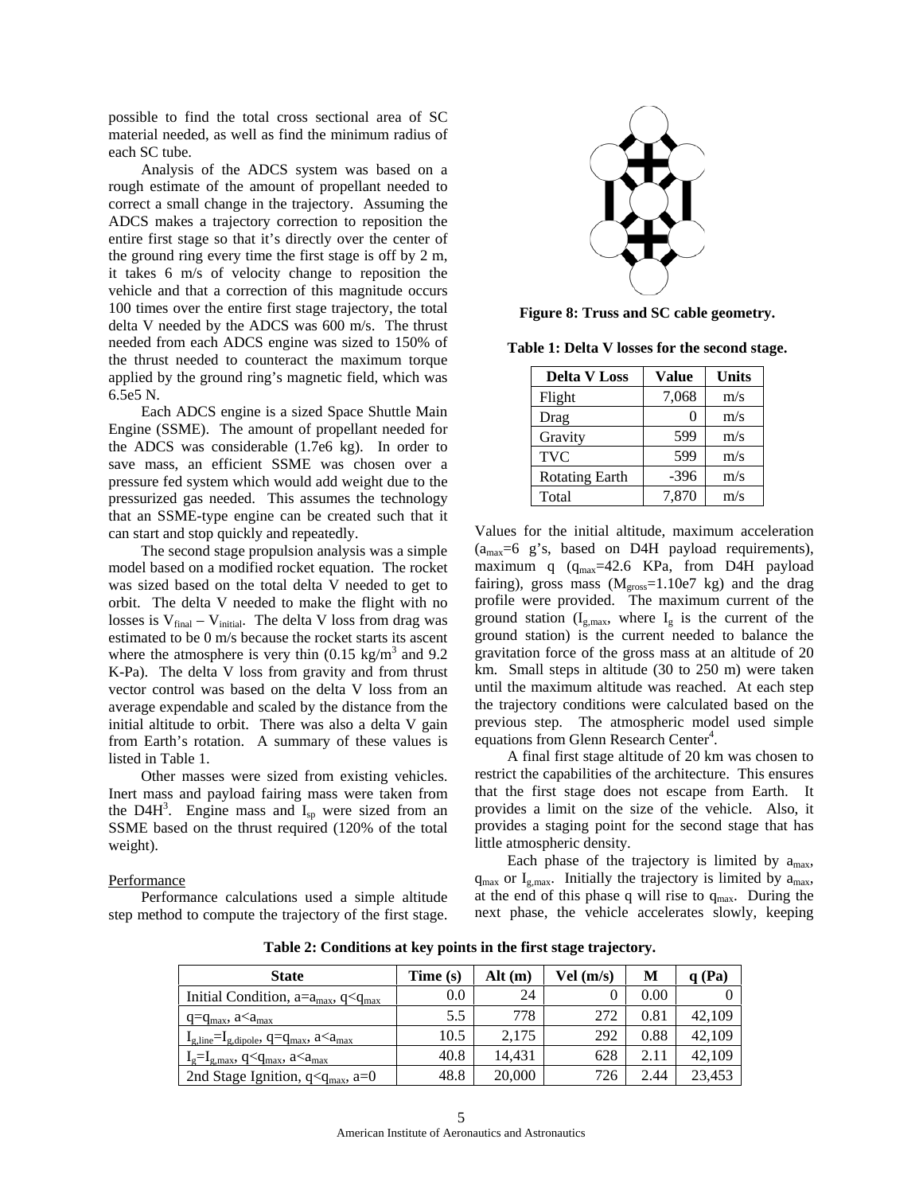possible to find the total cross sectional area of SC material needed, as well as find the minimum radius of each SC tube.

Analysis of the ADCS system was based on a rough estimate of the amount of propellant needed to correct a small change in the trajectory. Assuming the ADCS makes a trajectory correction to reposition the entire first stage so that it's directly over the center of the ground ring every time the first stage is off by 2 m, it takes 6 m/s of velocity change to reposition the vehicle and that a correction of this magnitude occurs 100 times over the entire first stage trajectory, the total delta V needed by the ADCS was 600 m/s. The thrust needed from each ADCS engine was sized to 150% of the thrust needed to counteract the maximum torque applied by the ground ring's magnetic field, which was 6.5e5 N.

Each ADCS engine is a sized Space Shuttle Main Engine (SSME). The amount of propellant needed for the ADCS was considerable (1.7e6 kg). In order to save mass, an efficient SSME was chosen over a pressure fed system which would add weight due to the pressurized gas needed. This assumes the technology that an SSME-type engine can be created such that it can start and stop quickly and repeatedly.

The second stage propulsion analysis was a simple model based on a modified rocket equation. The rocket was sized based on the total delta V needed to get to orbit. The delta V needed to make the flight with no losses is $V_{final} - V_{initial}$. The delta V loss from drag was estimated to be 0 m/s because the rocket starts its ascent where the atmosphere is very thin (0.15 kg/m$^3$ and 9.2 K-Pa). The delta V loss from gravity and from thrust vector control was based on the delta V loss from an average expendable and scaled by the distance from the initial altitude to orbit. There was also a delta V gain from Earth's rotation. A summary of these values is listed in Table 1.

Other masses were sized from existing vehicles. Inert mass and payload fairing mass were taken from the D4H[3]. Engine mass and $I_{sp}$ were sized from an SSME based on the thrust required (120% of the total weight).

Figure 8: Truss and SC cable geometry.

**Table 1: Delta V losses for the second stage.**

| Delta V Loss | Value | Units |
|---|---|---|
| Flight | 7,068 | m/s |
| Drag | 0 | m/s |
| Gravity | 599 | m/s |
| TVC | 599 | m/s |
| Rotating Earth | -396 | m/s |
| Total | 7,870 | m/s |

### Performance

Performance calculations used a simple altitude step method to compute the trajectory of the first stage. Values for the initial altitude, maximum acceleration ($a_{max}$=6 g's, based on D4H payload requirements), maximum q ($q_{max}$=42.6 KPa, from D4H payload fairing), gross mass ($M_{gross}$=1.10e7 kg) and the drag profile were provided. The maximum current of the ground station ($I_{g,max}$, where $I_g$ is the current of the ground station) is the current needed to balance the gravitation force of the gross mass at an altitude of 20 km. Small steps in altitude (30 to 250 m) were taken until the maximum altitude was reached. At each step the trajectory conditions were calculated based on the previous step. The atmospheric model used simple equations from Glenn Research Center[4].

A final first stage altitude of 20 km was chosen to restrict the capabilities of the architecture. This ensures that the first stage does not escape from Earth. It provides a limit on the size of the vehicle. Also, it provides a staging point for the second stage that has little atmospheric density.

Each phase of the trajectory is limited by $a_{max}$, $q_{max}$ or $I_{g,max}$. Initially the trajectory is limited by $a_{max}$, at the end of this phase q will rise to $q_{max}$. During the next phase, the vehicle accelerates slowly, keeping

**Table 2: Conditions at key points in the first stage trajectory.**

| State | Time (s) | Alt (m) | Vel (m/s) | M | q (Pa) |
|---|---|---|---|---|---|
| Initial Condition, $a=a_{max}$, $q<q_{max}$ | 0.0 | 24 | 0 | 0.00 | 0 |
| $q=q_{max}$, $a<a_{max}$ | 5.5 | 778 | 272 | 0.81 | 42,109 |
| $I_{g,line}=I_{g,dipole}$, $q=q_{max}$, $a<a_{max}$ | 10.5 | 2,175 | 292 | 0.88 | 42,109 |
| $I_g=I_{g,max}$, $q<q_{max}$, $a<a_{max}$ | 40.8 | 14,431 | 628 | 2.11 | 42,109 |
| 2nd Stage Ignition, $q<q_{max}$, a=0 | 48.8 | 20,000 | 726 | 2.44 | 23,453 |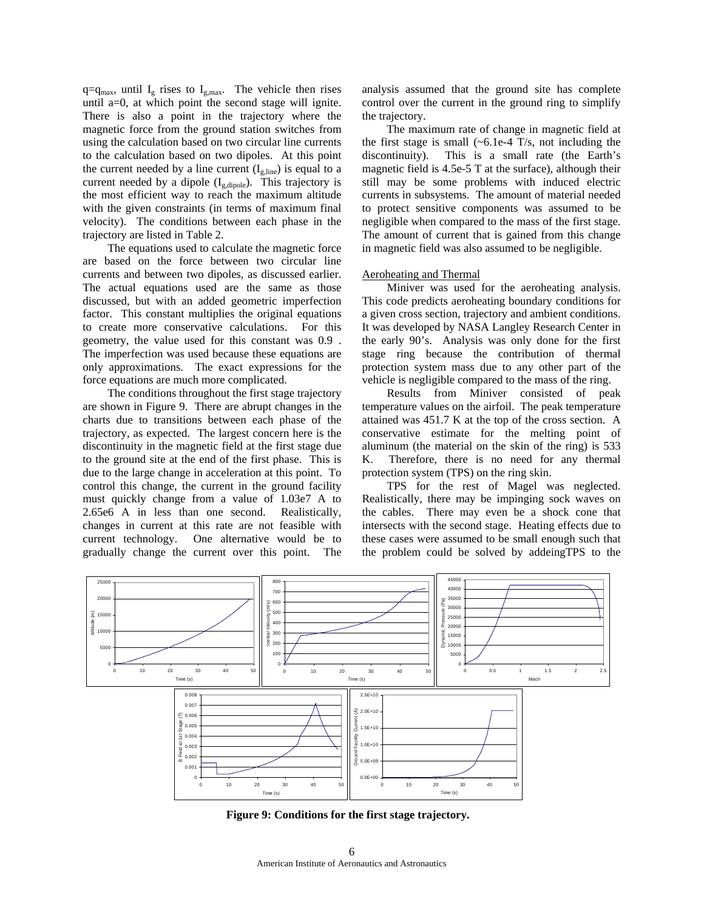$q=q_{max}$, until $I_g$ rises to $I_{g,max}$. The vehicle then rises until a=0, at which point the second stage will ignite. There is also a point in the trajectory where the magnetic force from the ground station switches from using the calculation based on two circular line currents to the calculation based on two dipoles. At this point the current needed by a line current ($I_{g,line}$) is equal to a current needed by a dipole ($I_{g,dipole}$). This trajectory is the most efficient way to reach the maximum altitude with the given constraints (in terms of maximum final velocity). The conditions between each phase in the trajectory are listed in Table 2.

The equations used to calculate the magnetic force are based on the force between two circular line currents and between two dipoles, as discussed earlier. The actual equations used are the same as those discussed, but with an added geometric imperfection factor. This constant multiplies the original equations to create more conservative calculations. For this geometry, the value used for this constant was 0.9 . The imperfection was used because these equations are only approximations. The exact expressions for the force equations are much more complicated.

The conditions throughout the first stage trajectory are shown in Figure 9. There are abrupt changes in the charts due to transitions between each phase of the trajectory, as expected. The largest concern here is the discontinuity in the magnetic field at the first stage due to the ground site at the end of the first phase. This is due to the large change in acceleration at this point. To control this change, the current in the ground facility must quickly change from a value of 1.03e7 A to 2.65e6 A in less than one second. Realistically, changes in current at this rate are not feasible with current technology. One alternative would be to gradually change the current over this point. The analysis assumed that the ground site has complete control over the current in the ground ring to simplify the trajectory.

The maximum rate of change in magnetic field at the first stage is small (~6.1e-4 T/s, not including the discontinuity). This is a small rate (the Earth's magnetic field is 4.5e-5 T at the surface), although their still may be some problems with induced electric currents in subsystems. The amount of material needed to protect sensitive components was assumed to be negligible when compared to the mass of the first stage. The amount of current that is gained from this change in magnetic field was also assumed to be negligible.

## Aeroheating and Thermal

Miniver was used for the aeroheating analysis. This code predicts aeroheating boundary conditions for a given cross section, trajectory and ambient conditions. It was developed by NASA Langley Research Center in the early 90's. Analysis was only done for the first stage ring because the contribution of thermal protection system mass due to any other part of the vehicle is negligible compared to the mass of the ring.

Results from Miniver consisted of peak temperature values on the airfoil. The peak temperature attained was 451.7 K at the top of the cross section. A conservative estimate for the melting point of aluminum (the material on the skin of the ring) is 533 K. Therefore, there is no need for any thermal protection system (TPS) on the ring skin.

TPS for the rest of Magel was neglected. Realistically, there may be impinging shock waves on the cables. There may even be a shock cone that intersects with the second stage. Heating effects due to these cases were assumed to be small enough such that the problem could be solved by addeingTPS to the

**Figure 9: Conditions for the first stage trajectory.**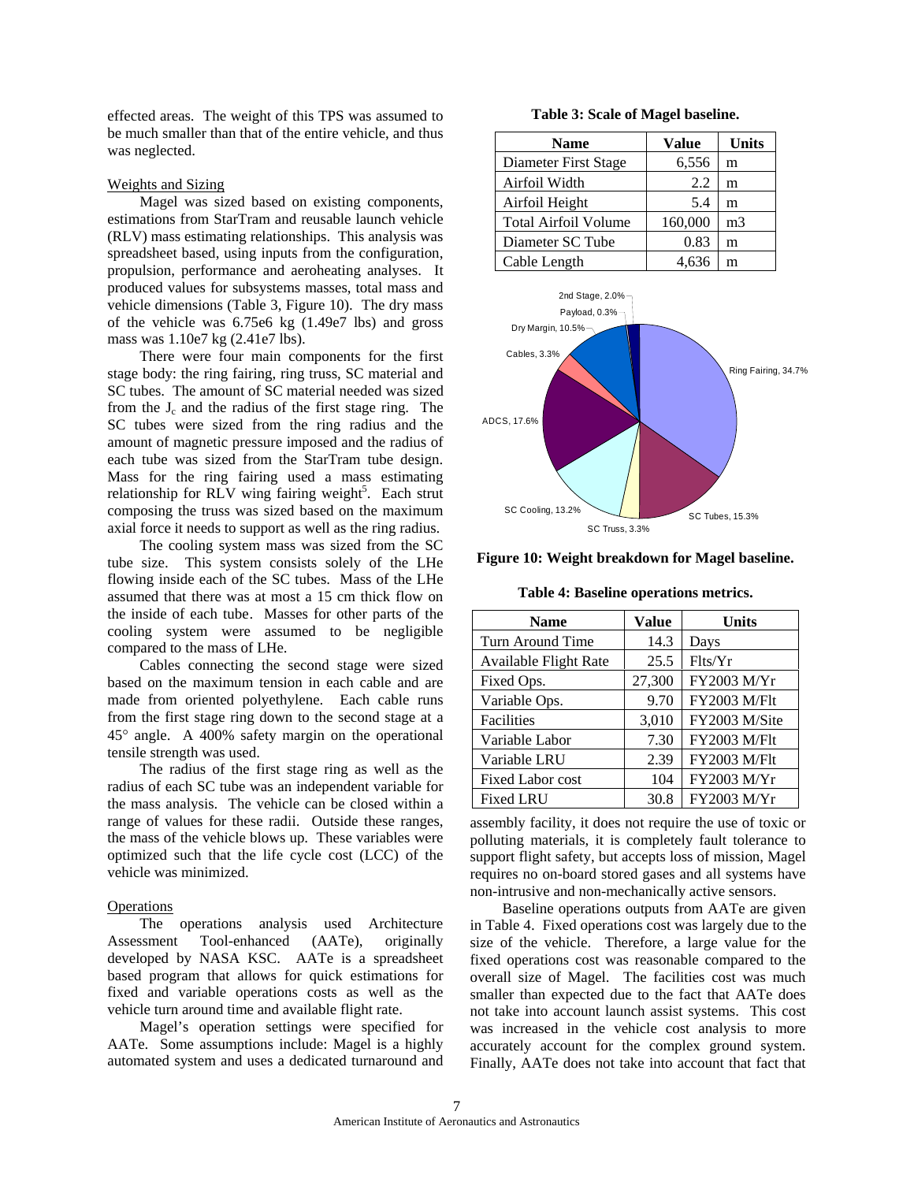effected areas. The weight of this TPS was assumed to be much smaller than that of the entire vehicle, and thus was neglected.

### Weights and Sizing

Magel was sized based on existing components, estimations from StarTram and reusable launch vehicle (RLV) mass estimating relationships. This analysis was spreadsheet based, using inputs from the configuration, propulsion, performance and aeroheating analyses. It produced values for subsystems masses, total mass and vehicle dimensions (Table 3, Figure 10). The dry mass of the vehicle was 6.75e6 kg (1.49e7 lbs) and gross mass was 1.10e7 kg (2.41e7 lbs).

There were four main components for the first stage body: the ring fairing, ring truss, SC material and SC tubes. The amount of SC material needed was sized from the $J_c$ and the radius of the first stage ring. The SC tubes were sized from the ring radius and the amount of magnetic pressure imposed and the radius of each tube was sized from the StarTram tube design. Mass for the ring fairing used a mass estimating relationship for RLV wing fairing weight[5]. Each strut composing the truss was sized based on the maximum axial force it needs to support as well as the ring radius.

The cooling system mass was sized from the SC tube size. This system consists solely of the LHe flowing inside each of the SC tubes. Mass of the LHe assumed that there was at most a 15 cm thick flow on the inside of each tube. Masses for other parts of the cooling system were assumed to be negligible compared to the mass of LHe.

Cables connecting the second stage were sized based on the maximum tension in each cable and are made from oriented polyethylene. Each cable runs from the first stage ring down to the second stage at a 45° angle. A 400% safety margin on the operational tensile strength was used.

The radius of the first stage ring as well as the radius of each SC tube was an independent variable for the mass analysis. The vehicle can be closed within a range of values for these radii. Outside these ranges, the mass of the vehicle blows up. These variables were optimized such that the life cycle cost (LCC) of the vehicle was minimized.

### Operations

The operations analysis used Architecture Assessment Tool-enhanced (AATe), originally developed by NASA KSC. AATe is a spreadsheet based program that allows for quick estimations for fixed and variable operations costs as well as the vehicle turn around time and available flight rate.

Magel's operation settings were specified for AATe. Some assumptions include: Magel is a highly automated system and uses a dedicated turnaround and assembly facility, it does not require the use of toxic or polluting materials, it is completely fault tolerance to support flight safety, but accepts loss of mission, Magel requires no on-board stored gases and all systems have non-intrusive and non-mechanically active sensors.

Baseline operations outputs from AATe are given in Table 4. Fixed operations cost was largely due to the size of the vehicle. Therefore, a large value for the fixed operations cost was reasonable compared to the overall size of Magel. The facilities cost was much smaller than expected due to the fact that AATe does not take into account launch assist systems. This cost was increased in the vehicle cost analysis to more accurately account for the complex ground system. Finally, AATe does not take into account that fact that

**Table 3: Scale of Magel baseline.**

| Name | Value | Units |
|---|---|---|
| Diameter First Stage | 6,556 | m |
| Airfoil Width | 2.2 | m |
| Airfoil Height | 5.4 | m |
| Total Airfoil Volume | 160,000 | m3 |
| Diameter SC Tube | 0.83 | m |
| Cable Length | 4,636 | m |

2nd Stage, 2.0%
Payload, 0.3%
Dry Margin, 10.5%
Cables, 3.3%
ADCS, 17.6%
SC Cooling, 13.2%
SC Truss, 3.3%
SC Tubes, 15.3%
Ring Fairing, 34.7%

**Figure 10: Weight breakdown for Magel baseline.**

**Table 4: Baseline operations metrics.**

| Name | Value | Units |
|---|---|---|
| Turn Around Time | 14.3 | Days |
| Available Flight Rate | 25.5 | Flts/Yr |
| Fixed Ops. | 27,300 | FY2003 M/Yr |
| Variable Ops. | 9.70 | FY2003 M/Flt |
| Facilities | 3,010 | FY2003 M/Site |
| Variable Labor | 7.30 | FY2003 M/Flt |
| Variable LRU | 2.39 | FY2003 M/Flt |
| Fixed Labor cost | 104 | FY2003 M/Yr |
| Fixed LRU | 30.8 | FY2003 M/Yr |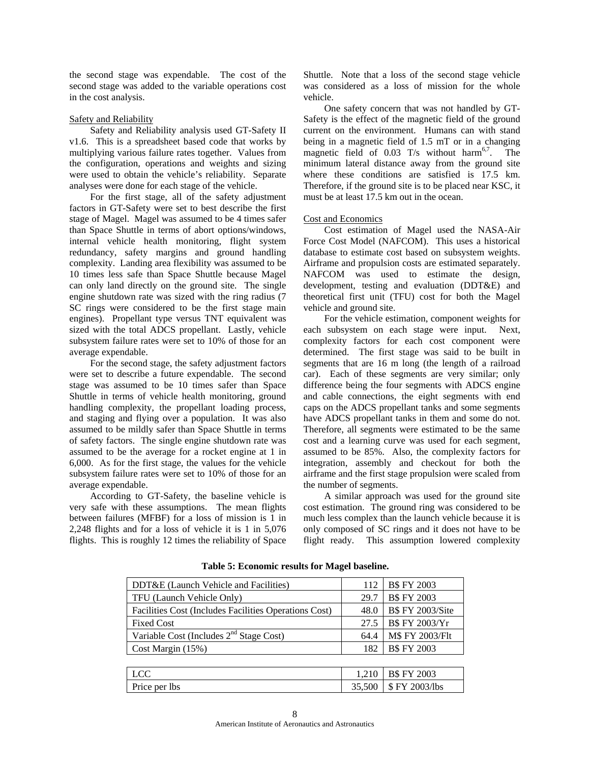the second stage was expendable. The cost of the second stage was added to the variable operations cost in the cost analysis.

### Safety and Reliability

Safety and Reliability analysis used GT-Safety II v1.6. This is a spreadsheet based code that works by multiplying various failure rates together. Values from the configuration, operations and weights and sizing were used to obtain the vehicle's reliability. Separate analyses were done for each stage of the vehicle.

For the first stage, all of the safety adjustment factors in GT-Safety were set to best describe the first stage of Magel. Magel was assumed to be 4 times safer than Space Shuttle in terms of abort options/windows, internal vehicle health monitoring, flight system redundancy, safety margins and ground handling complexity. Landing area flexibility was assumed to be 10 times less safe than Space Shuttle because Magel can only land directly on the ground site. The single engine shutdown rate was sized with the ring radius (7 SC rings were considered to be the first stage main engines). Propellant type versus TNT equivalent was sized with the total ADCS propellant. Lastly, vehicle subsystem failure rates were set to 10% of those for an average expendable.

For the second stage, the safety adjustment factors were set to describe a future expendable. The second stage was assumed to be 10 times safer than Space Shuttle in terms of vehicle health monitoring, ground handling complexity, the propellant loading process, and staging and flying over a population. It was also assumed to be mildly safer than Space Shuttle in terms of safety factors. The single engine shutdown rate was assumed to be the average for a rocket engine at 1 in 6,000. As for the first stage, the values for the vehicle subsystem failure rates were set to 10% of those for an average expendable.

According to GT-Safety, the baseline vehicle is very safe with these assumptions. The mean flights between failures (MFBF) for a loss of mission is 1 in 2,248 flights and for a loss of vehicle it is 1 in 5,076 flights. This is roughly 12 times the reliability of Space Shuttle. Note that a loss of the second stage vehicle was considered as a loss of mission for the whole vehicle.

One safety concern that was not handled by GT-Safety is the effect of the magnetic field of the ground current on the environment. Humans can with stand being in a magnetic field of 1.5 mT or in a changing magnetic field of 0.03 T/s without harm[6,7]. The minimum lateral distance away from the ground site where these conditions are satisfied is 17.5 km. Therefore, if the ground site is to be placed near KSC, it must be at least 17.5 km out in the ocean.

### Cost and Economics

Cost estimation of Magel used the NASA-Air Force Cost Model (NAFCOM). This uses a historical database to estimate cost based on subsystem weights. Airframe and propulsion costs are estimated separately. NAFCOM was used to estimate the design, development, testing and evaluation (DDT&E) and theoretical first unit (TFU) cost for both the Magel vehicle and ground site.

For the vehicle estimation, component weights for each subsystem on each stage were input. Next, complexity factors for each cost component were determined. The first stage was said to be built in segments that are 16 m long (the length of a railroad car). Each of these segments are very similar; only difference being the four segments with ADCS engine and cable connections, the eight segments with end caps on the ADCS propellant tanks and some segments have ADCS propellant tanks in them and some do not. Therefore, all segments were estimated to be the same cost and a learning curve was used for each segment, assumed to be 85%. Also, the complexity factors for integration, assembly and checkout for both the airframe and the first stage propulsion were scaled from the number of segments.

A similar approach was used for the ground site cost estimation. The ground ring was considered to be much less complex than the launch vehicle because it is only composed of SC rings and it does not have to be flight ready. This assumption lowered complexity

**Table 5: Economic results for Magel baseline.**

| | | |
|---|---|---|
| DDT&E (Launch Vehicle and Facilities) | 112 | B$ FY 2003 |
| TFU (Launch Vehicle Only) | 29.7 | B$ FY 2003 |
| Facilities Cost (Includes Facilities Operations Cost) | 48.0 | B$ FY 2003/Site |
| Fixed Cost | 27.5 | B$ FY 2003/Yr |
| Variable Cost (Includes 2nd Stage Cost) | 64.4 | M$ FY 2003/Flt |
| Cost Margin (15%) | 182 | B$ FY 2003 |
| | | |
| LCC | 1,210 | B$ FY 2003 |
| Price per lbs | 35,500 | $ FY 2003/lbs |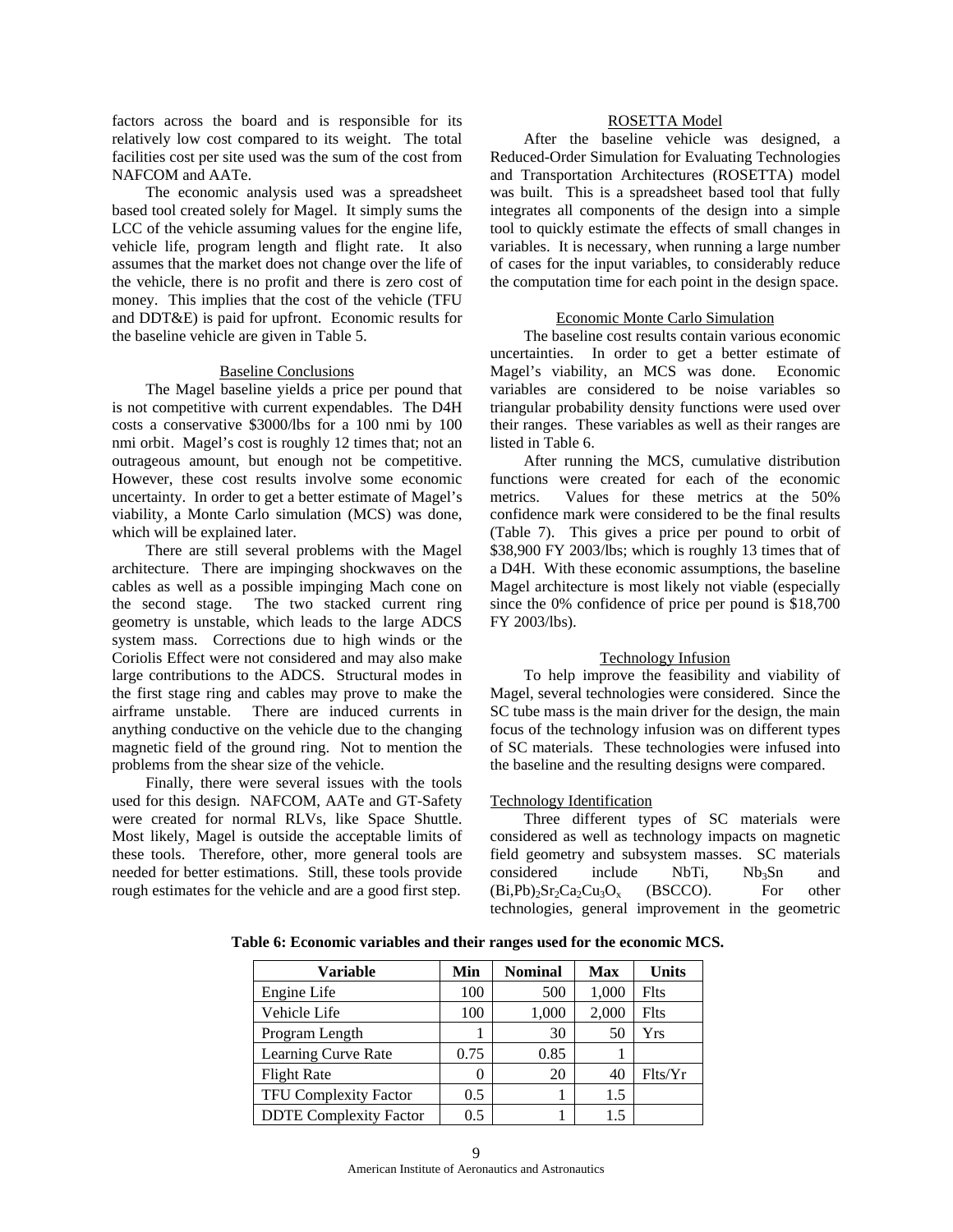factors across the board and is responsible for its relatively low cost compared to its weight. The total facilities cost per site used was the sum of the cost from NAFCOM and AATe.

The economic analysis used was a spreadsheet based tool created solely for Magel. It simply sums the LCC of the vehicle assuming values for the engine life, vehicle life, program length and flight rate. It also assumes that the market does not change over the life of the vehicle, there is no profit and there is zero cost of money. This implies that the cost of the vehicle (TFU and DDT&E) is paid for upfront. Economic results for the baseline vehicle are given in Table 5.

### Baseline Conclusions

The Magel baseline yields a price per pound that is not competitive with current expendables. The D4H costs a conservative \$3000/lbs for a 100 nmi by 100 nmi orbit. Magel's cost is roughly 12 times that; not an outrageous amount, but enough not be competitive. However, these cost results involve some economic uncertainty. In order to get a better estimate of Magel's viability, a Monte Carlo simulation (MCS) was done, which will be explained later.

There are still several problems with the Magel architecture. There are impinging shockwaves on the cables as well as a possible impinging Mach cone on the second stage. The two stacked current ring geometry is unstable, which leads to the large ADCS system mass. Corrections due to high winds or the Coriolis Effect were not considered and may also make large contributions to the ADCS. Structural modes in the first stage ring and cables may prove to make the airframe unstable. There are induced currents in anything conductive on the vehicle due to the changing magnetic field of the ground ring. Not to mention the problems from the shear size of the vehicle.

Finally, there were several issues with the tools used for this design. NAFCOM, AATe and GT-Safety were created for normal RLVs, like Space Shuttle. Most likely, Magel is outside the acceptable limits of these tools. Therefore, other, more general tools are needed for better estimations. Still, these tools provide rough estimates for the vehicle and are a good first step.

### ROSETTA Model

After the baseline vehicle was designed, a Reduced-Order Simulation for Evaluating Technologies and Transportation Architectures (ROSETTA) model was built. This is a spreadsheet based tool that fully integrates all components of the design into a simple tool to quickly estimate the effects of small changes in variables. It is necessary, when running a large number of cases for the input variables, to considerably reduce the computation time for each point in the design space.

### Economic Monte Carlo Simulation

The baseline cost results contain various economic uncertainties. In order to get a better estimate of Magel's viability, an MCS was done. Economic variables are considered to be noise variables so triangular probability density functions were used over their ranges. These variables as well as their ranges are listed in Table 6.

After running the MCS, cumulative distribution functions were created for each of the economic metrics. Values for these metrics at the 50% confidence mark were considered to be the final results (Table 7). This gives a price per pound to orbit of \$38,900 FY 2003/lbs; which is roughly 13 times that of a D4H. With these economic assumptions, the baseline Magel architecture is most likely not viable (especially since the 0% confidence of price per pound is \$18,700 FY 2003/lbs).

### Technology Infusion

To help improve the feasibility and viability of Magel, several technologies were considered. Since the SC tube mass is the main driver for the design, the main focus of the technology infusion was on different types of SC materials. These technologies were infused into the baseline and the resulting designs were compared.

#### Technology Identification

Three different types of SC materials were considered as well as technology impacts on magnetic field geometry and subsystem masses. SC materials considered include NbTi, $Nb_3Sn$ and $(Bi,Pb)_2Sr_2Ca_2Cu_3O_x$ (BSCCO). For other technologies, general improvement in the geometric

**Table 6: Economic variables and their ranges used for the economic MCS.**

| Variable | Min | Nominal | Max | Units |
|---|---|---|---|---|
| Engine Life | 100 | 500 | 1,000 | Flts |
| Vehicle Life | 100 | 1,000 | 2,000 | Flts |
| Program Length | 1 | 30 | 50 | Yrs |
| Learning Curve Rate | 0.75 | 0.85 | 1 | |
| Flight Rate | 0 | 20 | 40 | Flts/Yr |
| TFU Complexity Factor | 0.5 | 1 | 1.5 | |
| DDTE Complexity Factor | 0.5 | 1 | 1.5 | |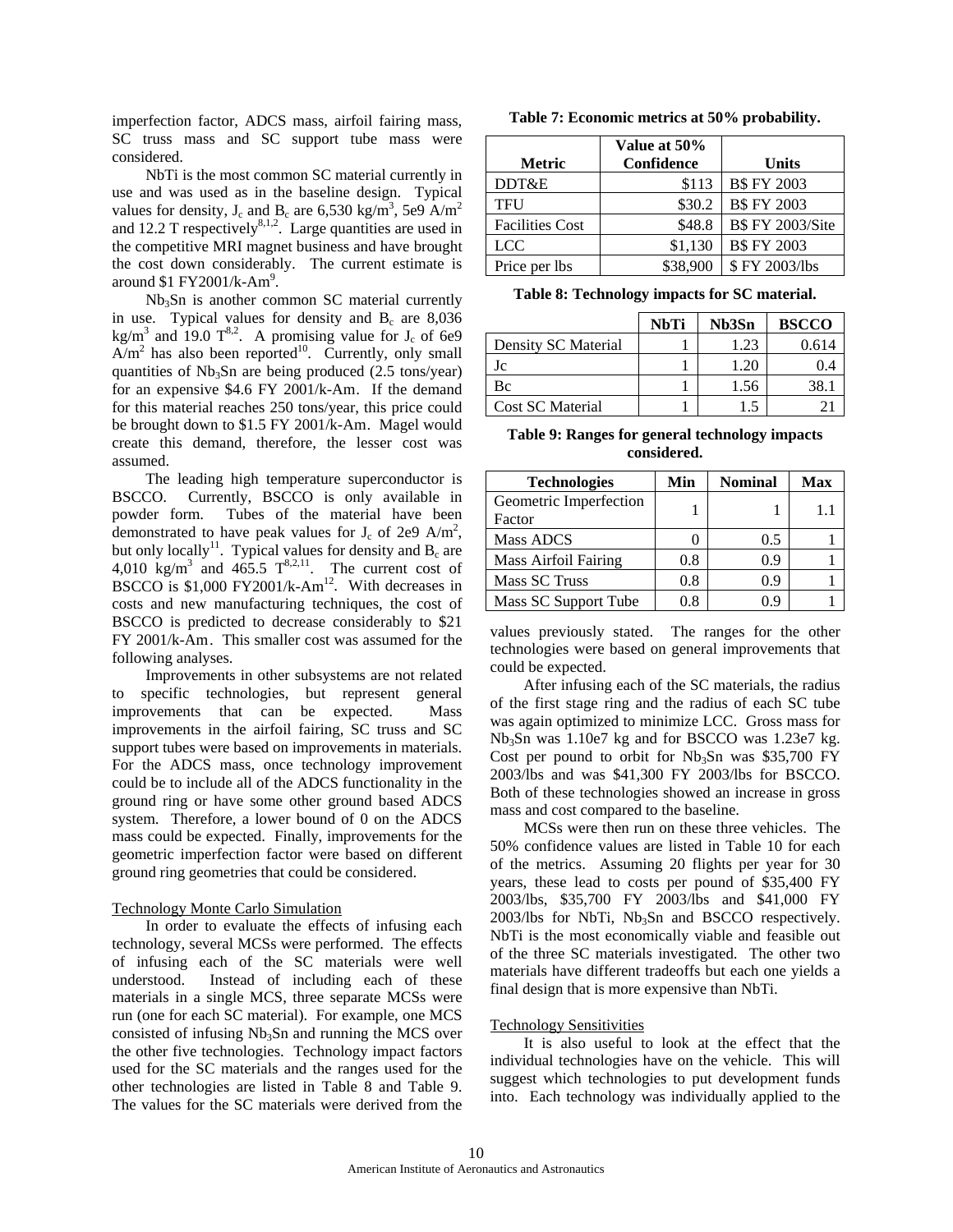imperfection factor, ADCS mass, airfoil fairing mass, SC truss mass and SC support tube mass were considered.

NbTi is the most common SC material currently in use and was used as in the baseline design. Typical values for density, $J_c$ and $B_c$ are 6,530 kg/m$^3$, 5e9 A/m$^2$ and 12.2 T respectively[8,1,2]. Large quantities are used in the competitive MRI magnet business and have brought the cost down considerably. The current estimate is around \$1 FY2001/k-Am[9].

$Nb_3Sn$ is another common SC material currently in use. Typical values for density and $B_c$ are 8,036 kg/m$^3$ and 19.0 T[8,2]. A promising value for $J_c$ of 6e9 A/m$^2$ has also been reported[10]. Currently, only small quantities of $Nb_3Sn$ are being produced (2.5 tons/year) for an expensive \$4.6 FY 2001/k-Am. If the demand for this material reaches 250 tons/year, this price could be brought down to \$1.5 FY 2001/k-Am. Magel would create this demand, therefore, the lesser cost was assumed.

The leading high temperature superconductor is BSCCO. Currently, BSCCO is only available in powder form. Tubes of the material have been demonstrated to have peak values for $J_c$ of 2e9 A/m$^2$, but only locally[11]. Typical values for density and $B_c$ are 4,010 kg/m$^3$ and 465.5 T[8,2,11]. The current cost of BSCCO is \$1,000 FY2001/k-Am[12]. With decreases in costs and new manufacturing techniques, the cost of BSCCO is predicted to decrease considerably to \$21 FY 2001/k-Am. This smaller cost was assumed for the following analyses.

Improvements in other subsystems are not related to specific technologies, but represent general improvements that can be expected. Mass improvements in the airfoil fairing, SC truss and SC support tubes were based on improvements in materials. For the ADCS mass, once technology improvement could be to include all of the ADCS functionality in the ground ring or have some other ground based ADCS system. Therefore, a lower bound of 0 on the ADCS mass could be expected. Finally, improvements for the geometric imperfection factor were based on different ground ring geometries that could be considered.

### Technology Monte Carlo Simulation

In order to evaluate the effects of infusing each technology, several MCSs were performed. The effects of infusing each of the SC materials were well understood. Instead of including each of these materials in a single MCS, three separate MCSs were run (one for each SC material). For example, one MCS consisted of infusing $Nb_3Sn$ and running the MCS over the other five technologies. Technology impact factors used for the SC materials and the ranges used for the other technologies are listed in Table 8 and Table 9. The values for the SC materials were derived from the values previously stated. The ranges for the other technologies were based on general improvements that could be expected.

**Table 7: Economic metrics at 50% probability.**

| Metric | Value at 50% Confidence | Units |
|---|---|---|
| DDT&E | \$113 | B\$ FY 2003 |
| TFU | \$30.2 | B\$ FY 2003 |
| Facilities Cost | \$48.8 | B\$ FY 2003/Site |
| LCC | \$1,130 | B\$ FY 2003 |
| Price per lbs | \$38,900 | \$ FY 2003/lbs |

**Table 8: Technology impacts for SC material.**

| | NbTi | Nb3Sn | BSCCO |
|---|---|---|---|
| Density SC Material | 1 | 1.23 | 0.614 |
| Jc | 1 | 1.20 | 0.4 |
| Bc | 1 | 1.56 | 38.1 |
| Cost SC Material | 1 | 1.5 | 21 |

**Table 9: Ranges for general technology impacts considered.**

| Technologies | Min | Nominal | Max |
|---|---|---|---|
| Geometric Imperfection Factor | 1 | 1 | 1.1 |
| Mass ADCS | 0 | 0.5 | 1 |
| Mass Airfoil Fairing | 0.8 | 0.9 | 1 |
| Mass SC Truss | 0.8 | 0.9 | 1 |
| Mass SC Support Tube | 0.8 | 0.9 | 1 |

After infusing each of the SC materials, the radius of the first stage ring and the radius of each SC tube was again optimized to minimize LCC. Gross mass for $Nb_3Sn$ was 1.10e7 kg and for BSCCO was 1.23e7 kg. Cost per pound to orbit for $Nb_3Sn$ was \$35,700 FY 2003/lbs and was \$41,300 FY 2003/lbs for BSCCO. Both of these technologies showed an increase in gross mass and cost compared to the baseline.

MCSs were then run on these three vehicles. The 50% confidence values are listed in Table 10 for each of the metrics. Assuming 20 flights per year for 30 years, these lead to costs per pound of \$35,400 FY 2003/lbs, \$35,700 FY 2003/lbs and \$41,000 FY 2003/lbs for NbTi, $Nb_3Sn$ and BSCCO respectively. NbTi is the most economically viable and feasible out of the three SC materials investigated. The other two materials have different tradeoffs but each one yields a final design that is more expensive than NbTi.

### Technology Sensitivities

It is also useful to look at the effect that the individual technologies have on the vehicle. This will suggest which technologies to put development funds into. Each technology was individually applied to the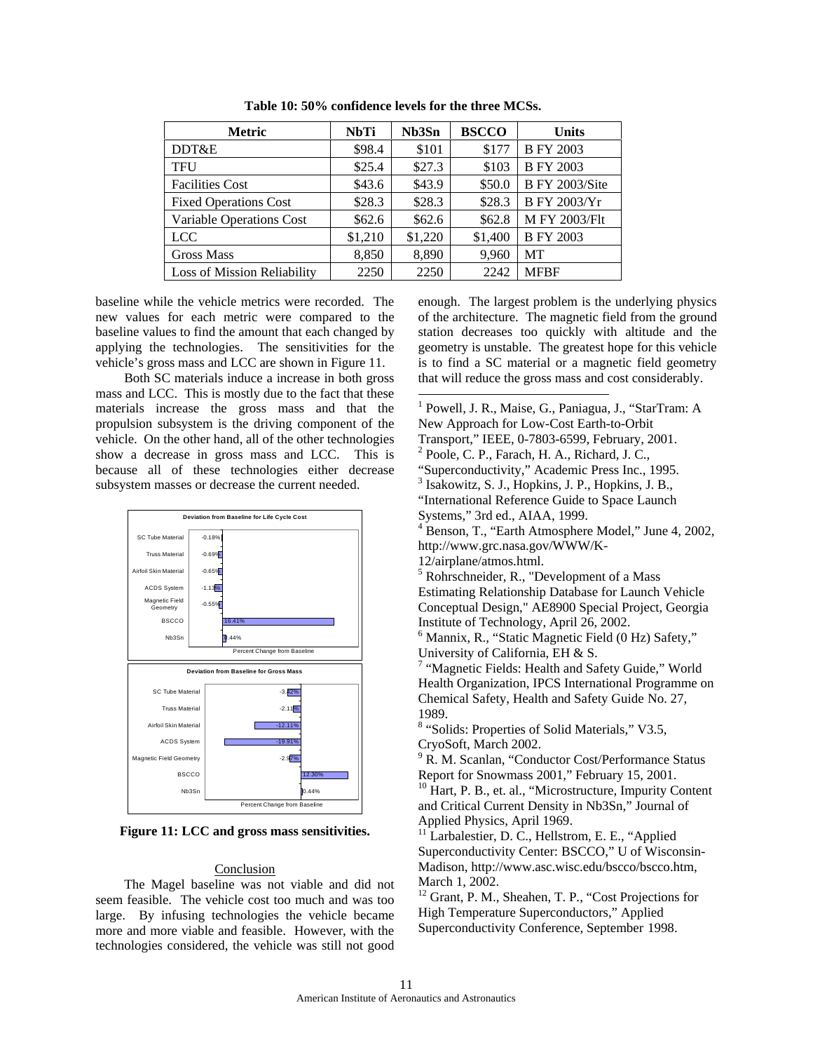**Table 10: 50% confidence levels for the three MCSs.**

| Metric | NbTi | Nb3Sn | BSCCO | Units |
|---|---|---|---|---|
| DDT&E | \$98.4 | \$101 | \$177 | B FY 2003 |
| TFU | \$25.4 | \$27.3 | \$103 | B FY 2003 |
| Facilities Cost | \$43.6 | \$43.9 | \$50.0 | B FY 2003/Site |
| Fixed Operations Cost | \$28.3 | \$28.3 | \$28.3 | B FY 2003/Yr |
| Variable Operations Cost | \$62.6 | \$62.6 | \$62.8 | M FY 2003/Flt |
| LCC | \$1,210 | \$1,220 | \$1,400 | B FY 2003 |
| Gross Mass | 8,850 | 8,890 | 9,960 | MT |
| Loss of Mission Reliability | 2250 | 2250 | 2242 | MFBF |

baseline while the vehicle metrics were recorded. The new values for each metric were compared to the baseline values to find the amount that each changed by applying the technologies. The sensitivities for the vehicle's gross mass and LCC are shown in Figure 11.

Both SC materials induce a increase in both gross mass and LCC. This is mostly due to the fact that these materials increase the gross mass and that the propulsion subsystem is the driving component of the vehicle. On the other hand, all of the other technologies show a decrease in gross mass and LCC. This is because all of these technologies either decrease subsystem masses or decrease the current needed.

Deviation from Baseline for Life Cycle Cost

SC Tube Material -0.18%
Truss Material -0.69%
Airfoil Skin Material -0.65%
ACDS System -1.13%
Magnetic Field Geometry -0.55%
BSCCO 16.41%
Nb3Sn 0.44%

Percent Change from Baseline

Deviation from Baseline for Gross Mass

SC Tube Material -3.42%
Truss Material -2.11%
Airfoil Skin Material -12.11%
ACDS System -19.91%
Magnetic Field Geometry -2.97%
BSCCO 12.30%
Nb3Sn 0.44%

Percent Change from Baseline

**Figure 11: LCC and gross mass sensitivities.**

## Conclusion

The Magel baseline was not viable and did not seem feasible. The vehicle cost too much and was too large. By infusing technologies the vehicle became more and more viable and feasible. However, with the technologies considered, the vehicle was still not good enough. The largest problem is the underlying physics of the architecture. The magnetic field from the ground station decreases too quickly with altitude and the geometry is unstable. The greatest hope for this vehicle is to find a SC material or a magnetic field geometry that will reduce the gross mass and cost considerably.

[1] Powell, J. R., Maise, G., Paniagua, J., "StarTram: A New Approach for Low-Cost Earth-to-Orbit Transport," IEEE, 0-7803-6599, February, 2001.

[2] Poole, C. P., Farach, H. A., Richard, J. C., "Superconductivity," Academic Press Inc., 1995.

[3] Isakowitz, S. J., Hopkins, J. P., Hopkins, J. B., "International Reference Guide to Space Launch Systems," 3rd ed., AIAA, 1999.

[4] Benson, T., "Earth Atmosphere Model," June 4, 2002, http://www.grc.nasa.gov/WWW/K-12/airplane/atmos.html.

[5] Rohrschneider, R., "Development of a Mass Estimating Relationship Database for Launch Vehicle Conceptual Design," AE8900 Special Project, Georgia Institute of Technology, April 26, 2002.

[6] Mannix, R., "Static Magnetic Field (0 Hz) Safety," University of California, EH & S.

[7] "Magnetic Fields: Health and Safety Guide," World Health Organization, IPCS International Programme on Chemical Safety, Health and Safety Guide No. 27, 1989.

[8] "Solids: Properties of Solid Materials," V3.5, CryoSoft, March 2002.

[9] R. M. Scanlan, "Conductor Cost/Performance Status Report for Snowmass 2001," February 15, 2001.

[10] Hart, P. B., et. al., "Microstructure, Impurity Content and Critical Current Density in Nb3Sn," Journal of Applied Physics, April 1969.

[11] Larbalestier, D. C., Hellstrom, E. E., "Applied Superconductivity Center: BSCCO," U of Wisconsin-Madison, http://www.asc.wisc.edu/bscco/bscco.htm, March 1, 2002.

[12] Grant, P. M., Sheahen, T. P., "Cost Projections for High Temperature Superconductors," Applied Superconductivity Conference, September 1998.